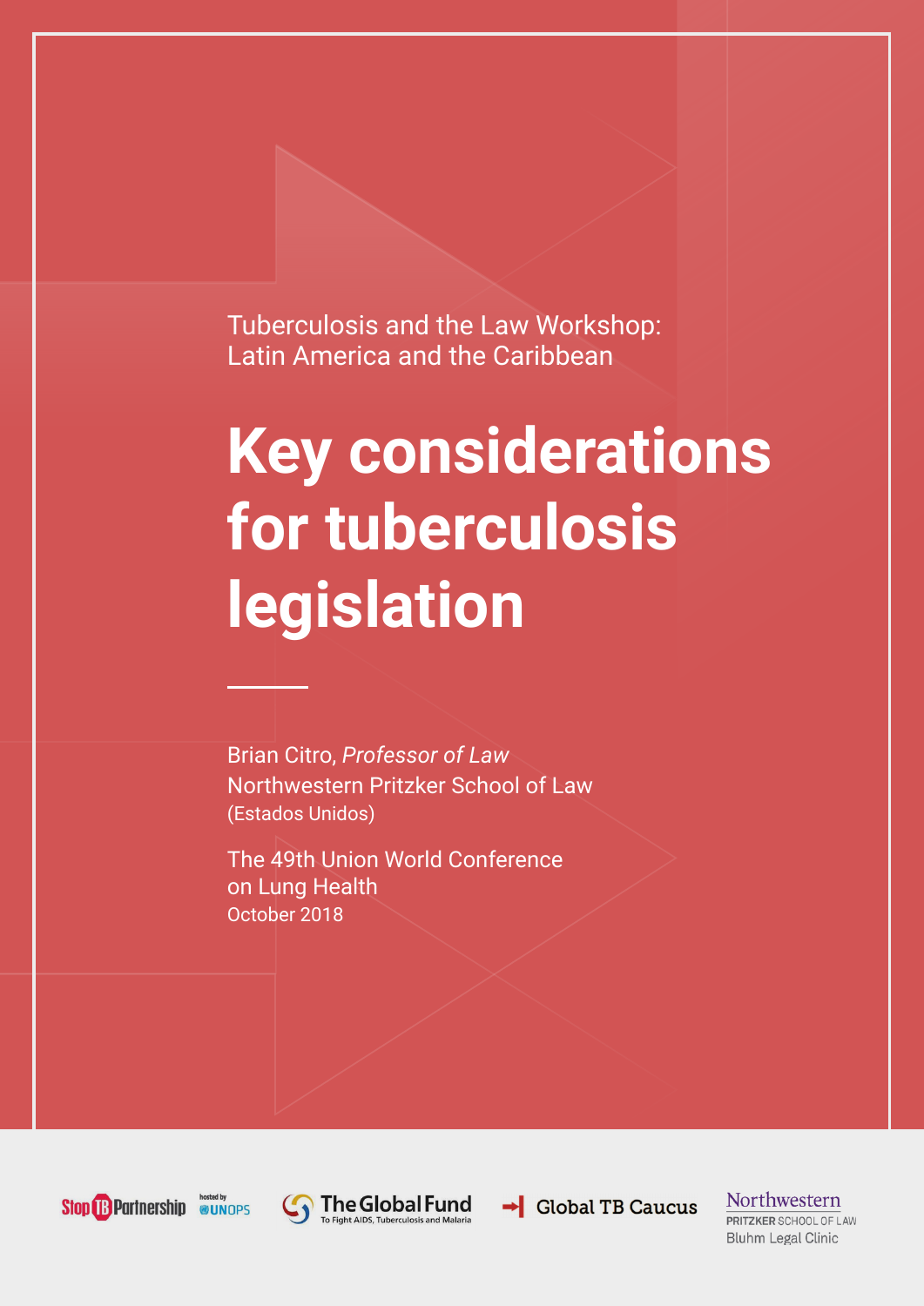Tuberculosis and the Law Workshop:
Latin America and the Caribbean

# Key considerations for tuberculosis legislation

Brian Citro, *Professor of Law*
Northwestern Pritzker School of Law
(Estados Unidos)

The 49th Union World Conference on Lung Health
October 2018

Stop TB Partnership hosted by UNOPS | The Global Fund To Fight AIDS, Tuberculosis and Malaria | Global TB Caucus | Northwestern PRITZKER SCHOOL OF LAW Bluhm Legal Clinic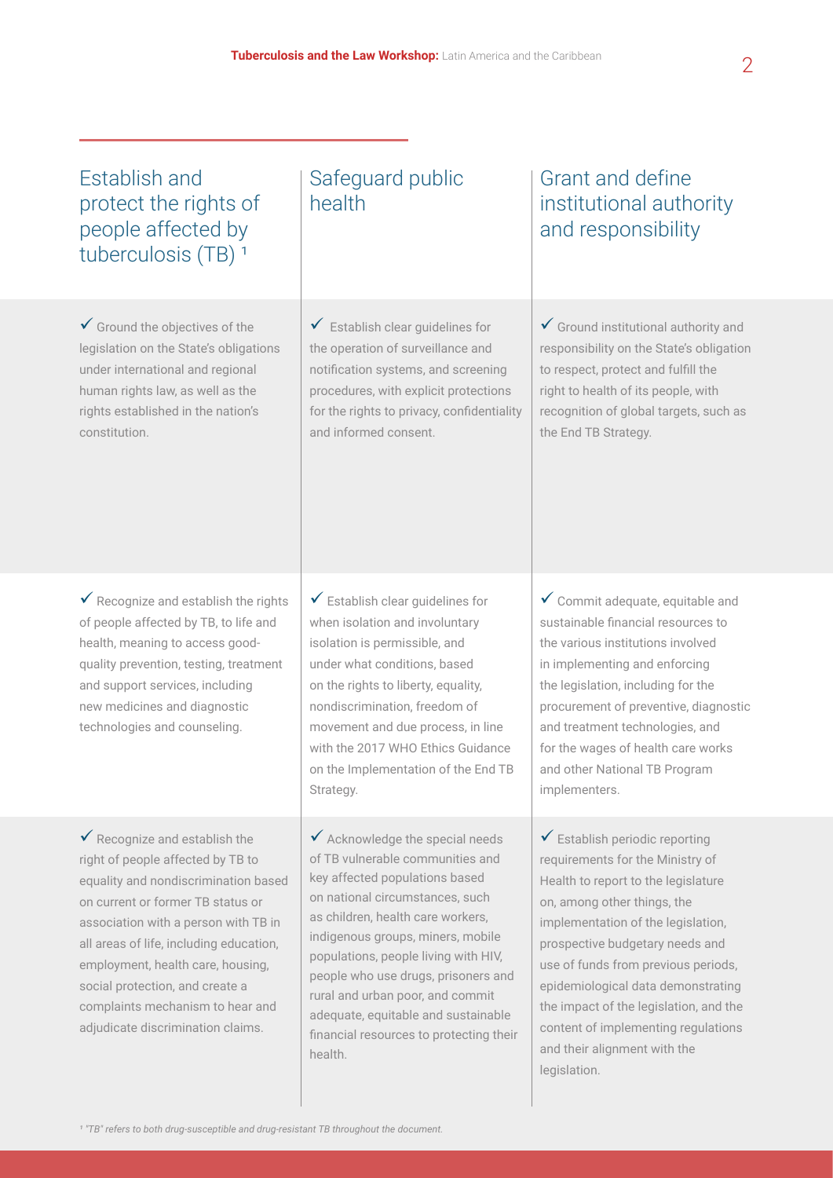| Establish and protect the rights of people affected by tuberculosis (TB) [1] | Safeguard public health | Grant and define institutional authority and responsibility |
|---|---|---|
| ✓ Ground the objectives of the legislation on the State's obligations under international and regional human rights law, as well as the rights established in the nation's constitution. | ✓ Establish clear guidelines for the operation of surveillance and notification systems, and screening procedures, with explicit protections for the rights to privacy, confidentiality and informed consent. | ✓ Ground institutional authority and responsibility on the State's obligation to respect, protect and fulfill the right to health of its people, with recognition of global targets, such as the End TB Strategy. |
| ✓ Recognize and establish the rights of people affected by TB, to life and health, meaning to access good-quality prevention, testing, treatment and support services, including new medicines and diagnostic technologies and counseling. | ✓ Establish clear guidelines for when isolation and involuntary isolation is permissible, and under what conditions, based on the rights to liberty, equality, nondiscrimination, freedom of movement and due process, in line with the 2017 WHO Ethics Guidance on the Implementation of the End TB Strategy. | ✓ Commit adequate, equitable and sustainable financial resources to the various institutions involved in implementing and enforcing the legislation, including for the procurement of preventive, diagnostic and treatment technologies, and for the wages of health care works and other National TB Program implementers. |
| ✓ Recognize and establish the right of people affected by TB to equality and nondiscrimination based on current or former TB status or association with a person with TB in all areas of life, including education, employment, health care, housing, social protection, and create a complaints mechanism to hear and adjudicate discrimination claims. | ✓ Acknowledge the special needs of TB vulnerable communities and key affected populations based on national circumstances, such as children, health care workers, indigenous groups, miners, mobile populations, people living with HIV, people who use drugs, prisoners and rural and urban poor, and commit adequate, equitable and sustainable financial resources to protecting their health. | ✓ Establish periodic reporting requirements for the Ministry of Health to report to the legislature on, among other things, the implementation of the legislation, prospective budgetary needs and use of funds from previous periods, epidemiological data demonstrating the impact of the legislation, and the content of implementing regulations and their alignment with the legislation. |

*[1] "TB" refers to both drug-susceptible and drug-resistant TB throughout the document.*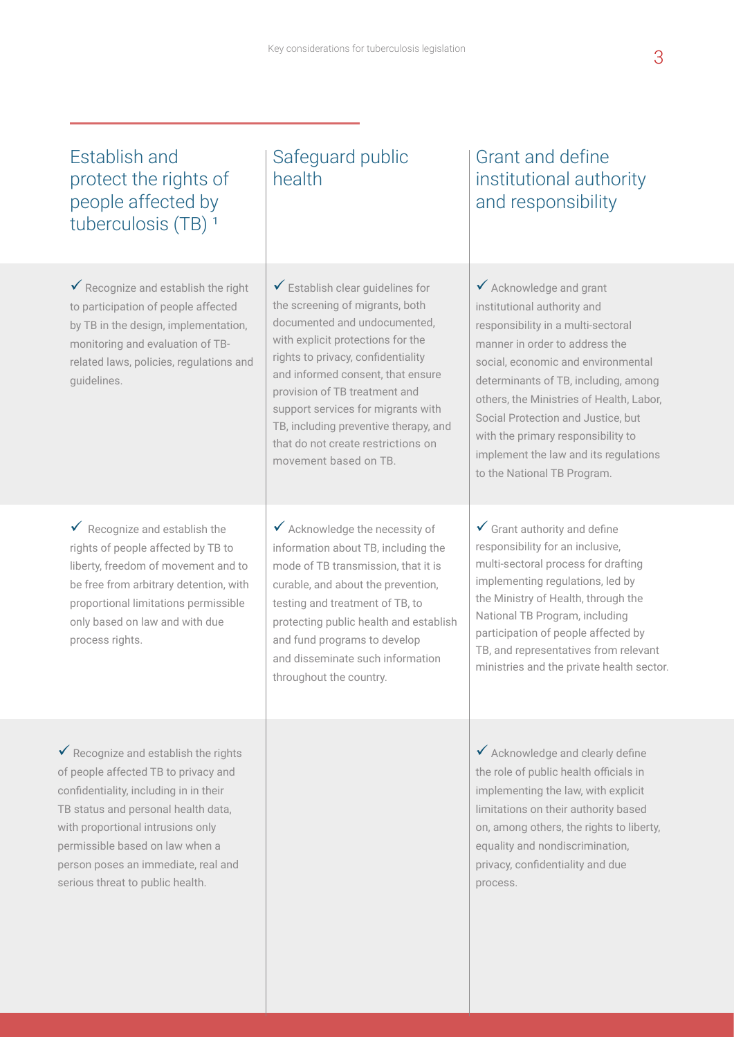| Establish and protect the rights of people affected by tuberculosis (TB) [1] | Safeguard public health | Grant and define institutional authority and responsibility |
| --- | --- | --- |
| ✓ Recognize and establish the right to participation of people affected by TB in the design, implementation, monitoring and evaluation of TB-related laws, policies, regulations and guidelines. | ✓ Establish clear guidelines for the screening of migrants, both documented and undocumented, with explicit protections for the rights to privacy, confidentiality and informed consent, that ensure provision of TB treatment and support services for migrants with TB, including preventive therapy, and that do not create restrictions on movement based on TB. | ✓ Acknowledge and grant institutional authority and responsibility in a multi-sectoral manner in order to address the social, economic and environmental determinants of TB, including, among others, the Ministries of Health, Labor, Social Protection and Justice, but with the primary responsibility to implement the law and its regulations to the National TB Program. |
| ✓ Recognize and establish the rights of people affected by TB to liberty, freedom of movement and to be free from arbitrary detention, with proportional limitations permissible only based on law and with due process rights. | ✓ Acknowledge the necessity of information about TB, including the mode of TB transmission, that it is curable, and about the prevention, testing and treatment of TB, to protecting public health and establish and fund programs to develop and disseminate such information throughout the country. | ✓ Grant authority and define responsibility for an inclusive, multi-sectoral process for drafting implementing regulations, led by the Ministry of Health, through the National TB Program, including participation of people affected by TB, and representatives from relevant ministries and the private health sector. |
| ✓ Recognize and establish the rights of people affected TB to privacy and confidentiality, including in in their TB status and personal health data, with proportional intrusions only permissible based on law when a person poses an immediate, real and serious threat to public health. | | ✓ Acknowledge and clearly define the role of public health officials in implementing the law, with explicit limitations on their authority based on, among others, the rights to liberty, equality and nondiscrimination, privacy, confidentiality and due process. |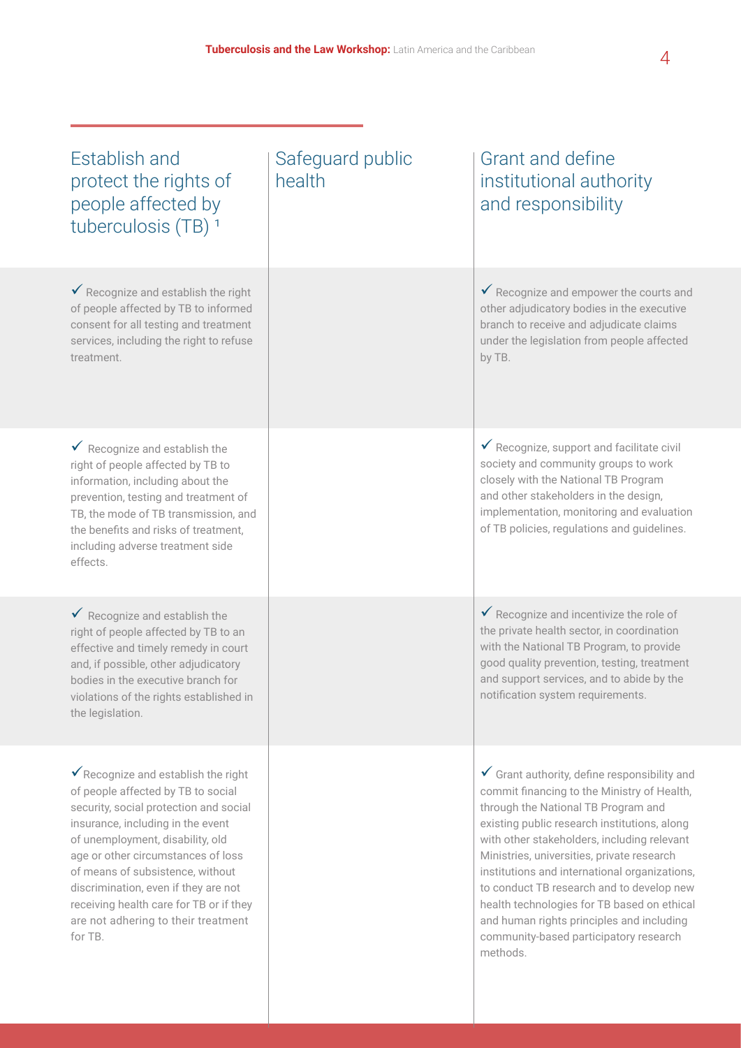| Establish and protect the rights of people affected by tuberculosis (TB) [1] | Safeguard public health | Grant and define institutional authority and responsibility |
|---|---|---|
| ✓ Recognize and establish the right of people affected by TB to informed consent for all testing and treatment services, including the right to refuse treatment. | | ✓ Recognize and empower the courts and other adjudicatory bodies in the executive branch to receive and adjudicate claims under the legislation from people affected by TB. |
| ✓ Recognize and establish the right of people affected by TB to information, including about the prevention, testing and treatment of TB, the mode of TB transmission, and the benefits and risks of treatment, including adverse treatment side effects. | | ✓ Recognize, support and facilitate civil society and community groups to work closely with the National TB Program and other stakeholders in the design, implementation, monitoring and evaluation of TB policies, regulations and guidelines. |
| ✓ Recognize and establish the right of people affected by TB to an effective and timely remedy in court and, if possible, other adjudicatory bodies in the executive branch for violations of the rights established in the legislation. | | ✓ Recognize and incentivize the role of the private health sector, in coordination with the National TB Program, to provide good quality prevention, testing, treatment and support services, and to abide by the notification system requirements. |
| ✓ Recognize and establish the right of people affected by TB to social security, social protection and social insurance, including in the event of unemployment, disability, old age or other circumstances of loss of means of subsistence, without discrimination, even if they are not receiving health care for TB or if they are not adhering to their treatment for TB. | | ✓ Grant authority, define responsibility and commit financing to the Ministry of Health, through the National TB Program and existing public research institutions, along with other stakeholders, including relevant Ministries, universities, private research institutions and international organizations, to conduct TB research and to develop new health technologies for TB based on ethical and human rights principles and including community-based participatory research methods. |